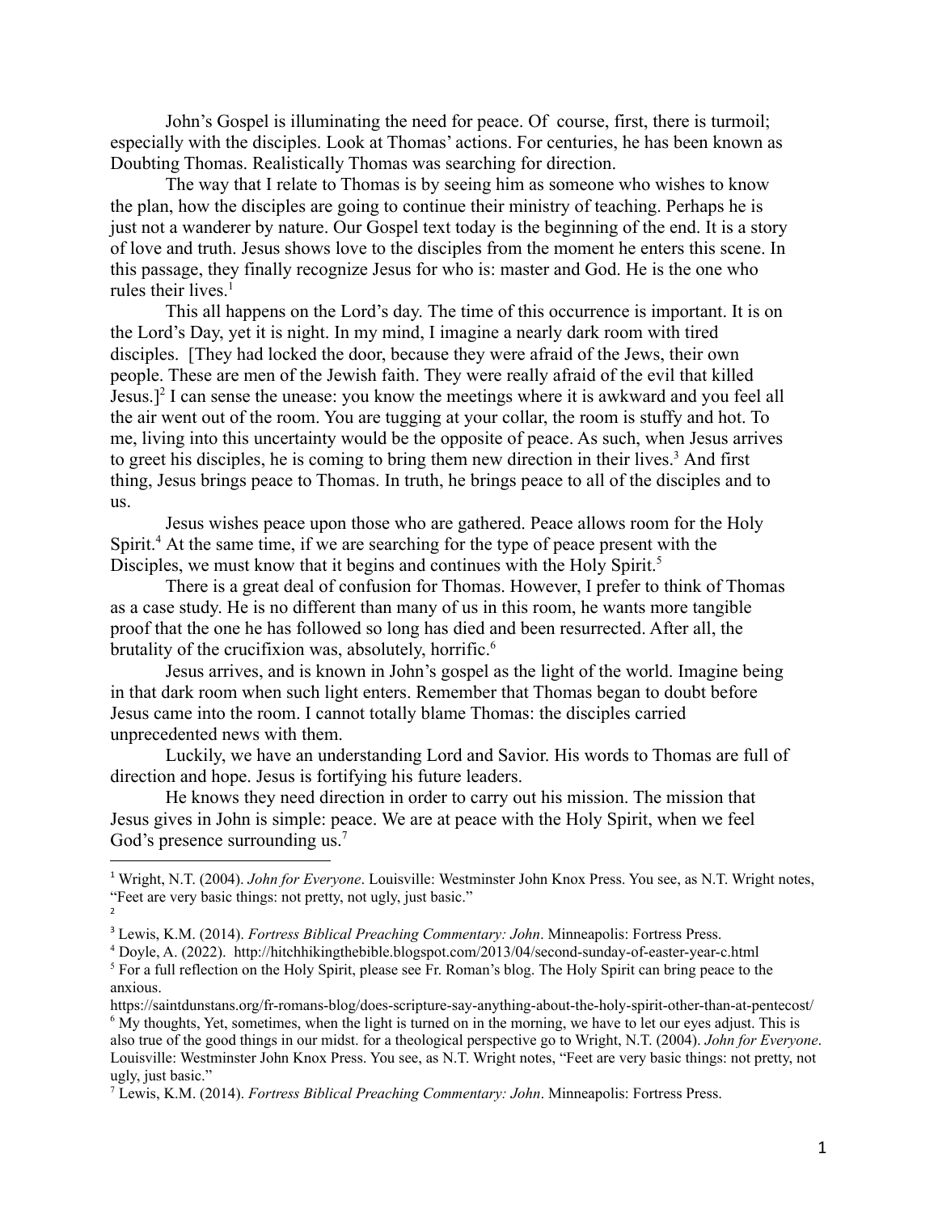John's Gospel is illuminating the need for peace. Of course, first, there is turmoil; especially with the disciples. Look at Thomas' actions. For centuries, he has been known as Doubting Thomas. Realistically Thomas was searching for direction.

The way that I relate to Thomas is by seeing him as someone who wishes to know the plan, how the disciples are going to continue their ministry of teaching. Perhaps he is just not a wanderer by nature. Our Gospel text today is the beginning of the end. It is a story of love and truth. Jesus shows love to the disciples from the moment he enters this scene. In this passage, they finally recognize Jesus for who is: master and God. He is the one who rules their lives.[1]

This all happens on the Lord's day. The time of this occurrence is important. It is on the Lord's Day, yet it is night. In my mind, I imagine a nearly dark room with tired disciples. [They had locked the door, because they were afraid of the Jews, their own people. These are men of the Jewish faith. They were really afraid of the evil that killed Jesus.][2] I can sense the unease: you know the meetings where it is awkward and you feel all the air went out of the room. You are tugging at your collar, the room is stuffy and hot. To me, living into this uncertainty would be the opposite of peace. As such, when Jesus arrives to greet his disciples, he is coming to bring them new direction in their lives.[3] And first thing, Jesus brings peace to Thomas. In truth, he brings peace to all of the disciples and to us.

Jesus wishes peace upon those who are gathered. Peace allows room for the Holy Spirit.[4] At the same time, if we are searching for the type of peace present with the Disciples, we must know that it begins and continues with the Holy Spirit.[5]

There is a great deal of confusion for Thomas. However, I prefer to think of Thomas as a case study. He is no different than many of us in this room, he wants more tangible proof that the one he has followed so long has died and been resurrected. After all, the brutality of the crucifixion was, absolutely, horrific.[6]

Jesus arrives, and is known in John's gospel as the light of the world. Imagine being in that dark room when such light enters. Remember that Thomas began to doubt before Jesus came into the room. I cannot totally blame Thomas: the disciples carried unprecedented news with them.

Luckily, we have an understanding Lord and Savior. His words to Thomas are full of direction and hope. Jesus is fortifying his future leaders.

He knows they need direction in order to carry out his mission. The mission that Jesus gives in John is simple: peace. We are at peace with the Holy Spirit, when we feel God's presence surrounding us.[7]

---

[1] Wright, N.T. (2004). *John for Everyone*. Louisville: Westminster John Knox Press. You see, as N.T. Wright notes, "Feet are very basic things: not pretty, not ugly, just basic."

[2]

[3] Lewis, K.M. (2014). *Fortress Biblical Preaching Commentary: John*. Minneapolis: Fortress Press.

[4] Doyle, A. (2022). http://hitchhikingthebible.blogspot.com/2013/04/second-sunday-of-easter-year-c.html

[5] For a full reflection on the Holy Spirit, please see Fr. Roman's blog. The Holy Spirit can bring peace to the anxious.
https://saintdunstans.org/fr-romans-blog/does-scripture-say-anything-about-the-holy-spirit-other-than-at-pentecost/

[6] My thoughts, Yet, sometimes, when the light is turned on in the morning, we have to let our eyes adjust. This is also true of the good things in our midst. for a theological perspective go to Wright, N.T. (2004). *John for Everyone*. Louisville: Westminster John Knox Press. You see, as N.T. Wright notes, "Feet are very basic things: not pretty, not ugly, just basic."

[7] Lewis, K.M. (2014). *Fortress Biblical Preaching Commentary: John*. Minneapolis: Fortress Press.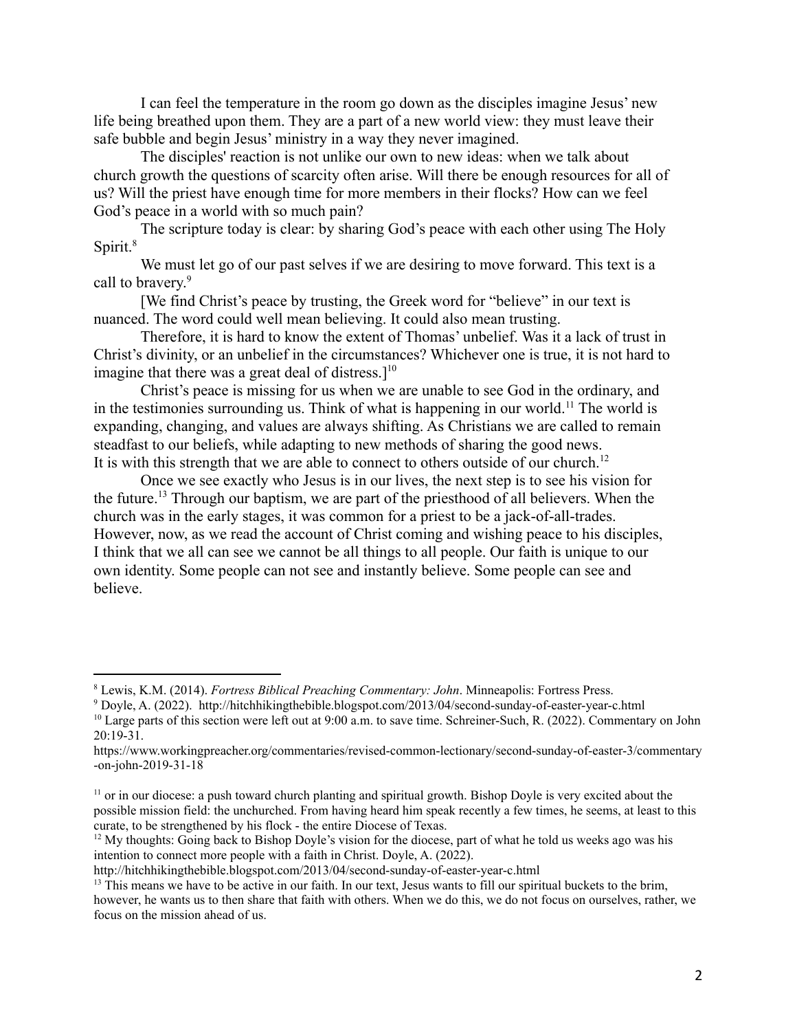I can feel the temperature in the room go down as the disciples imagine Jesus' new life being breathed upon them. They are a part of a new world view: they must leave their safe bubble and begin Jesus' ministry in a way they never imagined.

The disciples' reaction is not unlike our own to new ideas: when we talk about church growth the questions of scarcity often arise. Will there be enough resources for all of us? Will the priest have enough time for more members in their flocks? How can we feel God's peace in a world with so much pain?

The scripture today is clear: by sharing God's peace with each other using The Holy Spirit.[8]

We must let go of our past selves if we are desiring to move forward. This text is a call to bravery.[9]

[We find Christ's peace by trusting, the Greek word for "believe" in our text is nuanced. The word could well mean believing. It could also mean trusting.

Therefore, it is hard to know the extent of Thomas' unbelief. Was it a lack of trust in Christ's divinity, or an unbelief in the circumstances? Whichever one is true, it is not hard to imagine that there was a great deal of distress.][10]

Christ's peace is missing for us when we are unable to see God in the ordinary, and in the testimonies surrounding us. Think of what is happening in our world.[11] The world is expanding, changing, and values are always shifting. As Christians we are called to remain steadfast to our beliefs, while adapting to new methods of sharing the good news. It is with this strength that we are able to connect to others outside of our church.[12]

Once we see exactly who Jesus is in our lives, the next step is to see his vision for the future.[13] Through our baptism, we are part of the priesthood of all believers. When the church was in the early stages, it was common for a priest to be a jack-of-all-trades. However, now, as we read the account of Christ coming and wishing peace to his disciples, I think that we all can see we cannot be all things to all people. Our faith is unique to our own identity. Some people can not see and instantly believe. Some people can see and believe.

---

[8] Lewis, K.M. (2014). *Fortress Biblical Preaching Commentary: John*. Minneapolis: Fortress Press.

[9] Doyle, A. (2022). http://hitchhikingthebible.blogspot.com/2013/04/second-sunday-of-easter-year-c.html

[10] Large parts of this section were left out at 9:00 a.m. to save time. Schreiner-Such, R. (2022). Commentary on John 20:19-31. https://www.workingpreacher.org/commentaries/revised-common-lectionary/second-sunday-of-easter-3/commentary-on-john-2019-31-18

[11] or in our diocese: a push toward church planting and spiritual growth. Bishop Doyle is very excited about the possible mission field: the unchurched. From having heard him speak recently a few times, he seems, at least to this curate, to be strengthened by his flock - the entire Diocese of Texas.

[12] My thoughts: Going back to Bishop Doyle's vision for the diocese, part of what he told us weeks ago was his intention to connect more people with a faith in Christ. Doyle, A. (2022). http://hitchhikingthebible.blogspot.com/2013/04/second-sunday-of-easter-year-c.html

[13] This means we have to be active in our faith. In our text, Jesus wants to fill our spiritual buckets to the brim, however, he wants us to then share that faith with others. When we do this, we do not focus on ourselves, rather, we focus on the mission ahead of us.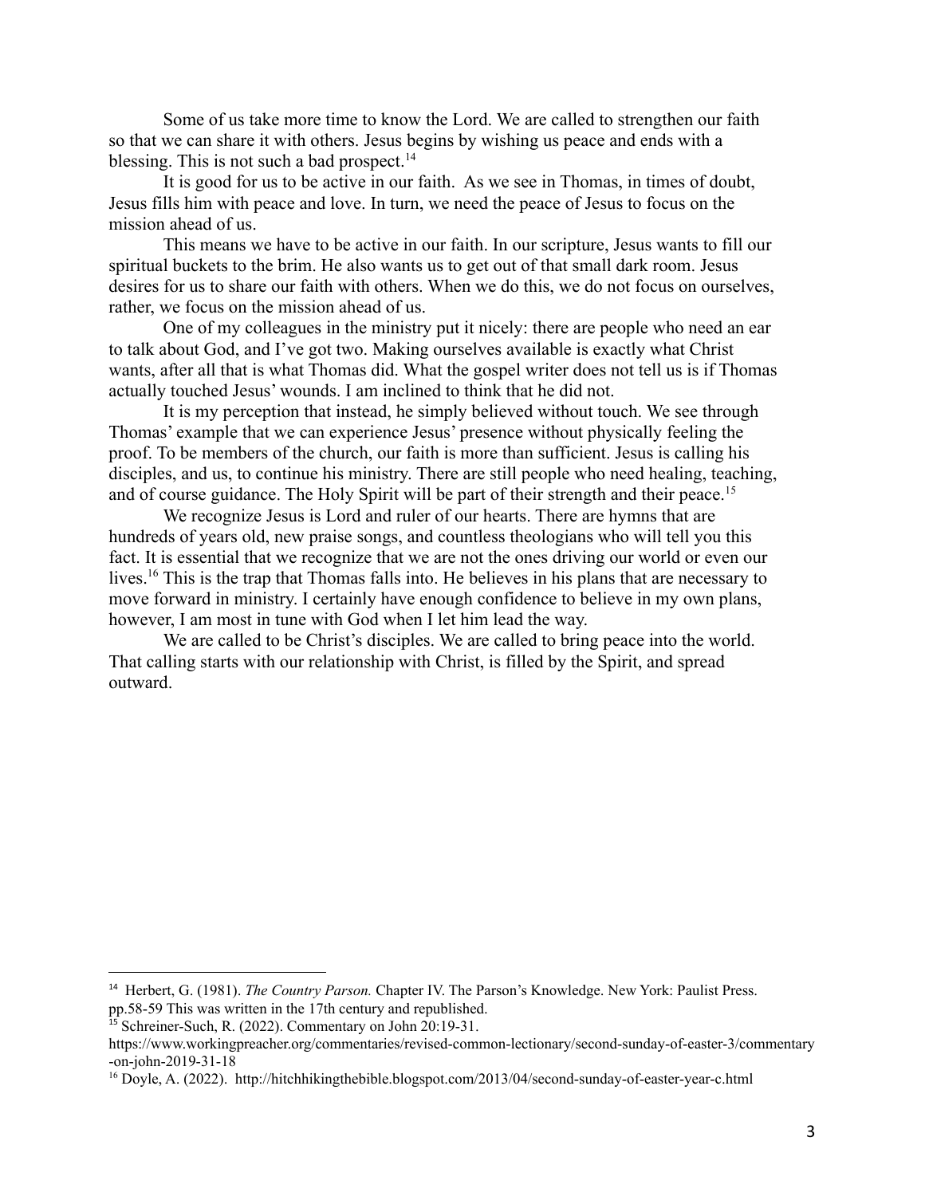Some of us take more time to know the Lord. We are called to strengthen our faith so that we can share it with others. Jesus begins by wishing us peace and ends with a blessing. This is not such a bad prospect.[14]

It is good for us to be active in our faith. As we see in Thomas, in times of doubt, Jesus fills him with peace and love. In turn, we need the peace of Jesus to focus on the mission ahead of us.

This means we have to be active in our faith. In our scripture, Jesus wants to fill our spiritual buckets to the brim. He also wants us to get out of that small dark room. Jesus desires for us to share our faith with others. When we do this, we do not focus on ourselves, rather, we focus on the mission ahead of us.

One of my colleagues in the ministry put it nicely: there are people who need an ear to talk about God, and I've got two. Making ourselves available is exactly what Christ wants, after all that is what Thomas did. What the gospel writer does not tell us is if Thomas actually touched Jesus' wounds. I am inclined to think that he did not.

It is my perception that instead, he simply believed without touch. We see through Thomas' example that we can experience Jesus' presence without physically feeling the proof. To be members of the church, our faith is more than sufficient. Jesus is calling his disciples, and us, to continue his ministry. There are still people who need healing, teaching, and of course guidance. The Holy Spirit will be part of their strength and their peace.[15]

We recognize Jesus is Lord and ruler of our hearts. There are hymns that are hundreds of years old, new praise songs, and countless theologians who will tell you this fact. It is essential that we recognize that we are not the ones driving our world or even our lives.[16] This is the trap that Thomas falls into. He believes in his plans that are necessary to move forward in ministry. I certainly have enough confidence to believe in my own plans, however, I am most in tune with God when I let him lead the way.

We are called to be Christ's disciples. We are called to bring peace into the world. That calling starts with our relationship with Christ, is filled by the Spirit, and spread outward.

---

[14] Herbert, G. (1981). *The Country Parson.* Chapter IV. The Parson's Knowledge. New York: Paulist Press. pp.58-59 This was written in the 17th century and republished.

[15] Schreiner-Such, R. (2022). Commentary on John 20:19-31. https://www.workingpreacher.org/commentaries/revised-common-lectionary/second-sunday-of-easter-3/commentary-on-john-2019-31-18

[16] Doyle, A. (2022). http://hitchhikingthebible.blogspot.com/2013/04/second-sunday-of-easter-year-c.html